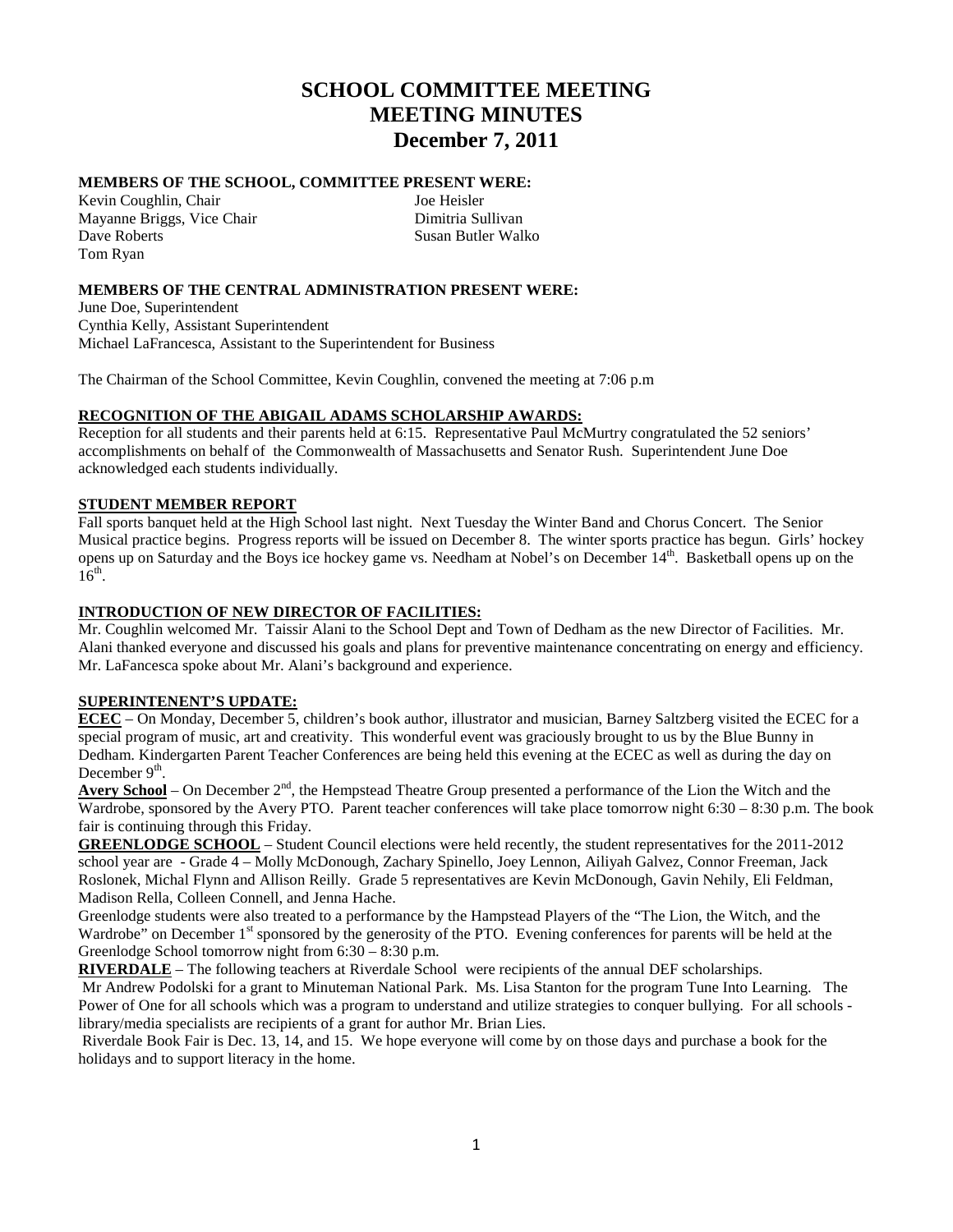# SCHOOL COMMITTEE MEETING
# MEETING MINUTES
# December 7, 2011

**MEMBERS OF THE SCHOOL, COMMITTEE PRESENT WERE:**

Kevin Coughlin, Chair
Mayanne Briggs, Vice Chair
Dave Roberts
Tom Ryan
Joe Heisler
Dimitria Sullivan
Susan Butler Walko

**MEMBERS OF THE CENTRAL ADMINISTRATION PRESENT WERE:**

June Doe, Superintendent
Cynthia Kelly, Assistant Superintendent
Michael LaFrancesca, Assistant to the Superintendent for Business

The Chairman of the School Committee, Kevin Coughlin, convened the meeting at 7:06 p.m

**RECOGNITION OF THE ABIGAIL ADAMS SCHOLARSHIP AWARDS:**

Reception for all students and their parents held at 6:15. Representative Paul McMurtry congratulated the 52 seniors' accomplishments on behalf of the Commonwealth of Massachusetts and Senator Rush. Superintendent June Doe acknowledged each students individually.

**STUDENT MEMBER REPORT**

Fall sports banquet held at the High School last night. Next Tuesday the Winter Band and Chorus Concert. The Senior Musical practice begins. Progress reports will be issued on December 8. The winter sports practice has begun. Girls' hockey opens up on Saturday and the Boys ice hockey game vs. Needham at Nobel's on December 14th. Basketball opens up on the 16th.

**INTRODUCTION OF NEW DIRECTOR OF FACILITIES:**

Mr. Coughlin welcomed Mr. Taissir Alani to the School Dept and Town of Dedham as the new Director of Facilities. Mr. Alani thanked everyone and discussed his goals and plans for preventive maintenance concentrating on energy and efficiency. Mr. LaFancesca spoke about Mr. Alani's background and experience.

**SUPERINTENENT'S UPDATE:**

**ECEC** – On Monday, December 5, children's book author, illustrator and musician, Barney Saltzberg visited the ECEC for a special program of music, art and creativity. This wonderful event was graciously brought to us by the Blue Bunny in Dedham. Kindergarten Parent Teacher Conferences are being held this evening at the ECEC as well as during the day on December 9th.

**Avery School** – On December 2nd, the Hempstead Theatre Group presented a performance of the Lion the Witch and the Wardrobe, sponsored by the Avery PTO. Parent teacher conferences will take place tomorrow night 6:30 – 8:30 p.m. The book fair is continuing through this Friday.

**GREENLODGE SCHOOL** – Student Council elections were held recently, the student representatives for the 2011-2012 school year are - Grade 4 – Molly McDonough, Zachary Spinello, Joey Lennon, Ailiyah Galvez, Connor Freeman, Jack Roslonek, Michal Flynn and Allison Reilly. Grade 5 representatives are Kevin McDonough, Gavin Nehily, Eli Feldman, Madison Rella, Colleen Connell, and Jenna Hache.

Greenlodge students were also treated to a performance by the Hampstead Players of the "The Lion, the Witch, and the Wardrobe" on December 1st sponsored by the generosity of the PTO. Evening conferences for parents will be held at the Greenlodge School tomorrow night from 6:30 – 8:30 p.m.

**RIVERDALE** – The following teachers at Riverdale School were recipients of the annual DEF scholarships.

Mr Andrew Podolski for a grant to Minuteman National Park. Ms. Lisa Stanton for the program Tune Into Learning. The Power of One for all schools which was a program to understand and utilize strategies to conquer bullying. For all schools - library/media specialists are recipients of a grant for author Mr. Brian Lies.

Riverdale Book Fair is Dec. 13, 14, and 15. We hope everyone will come by on those days and purchase a book for the holidays and to support literacy in the home.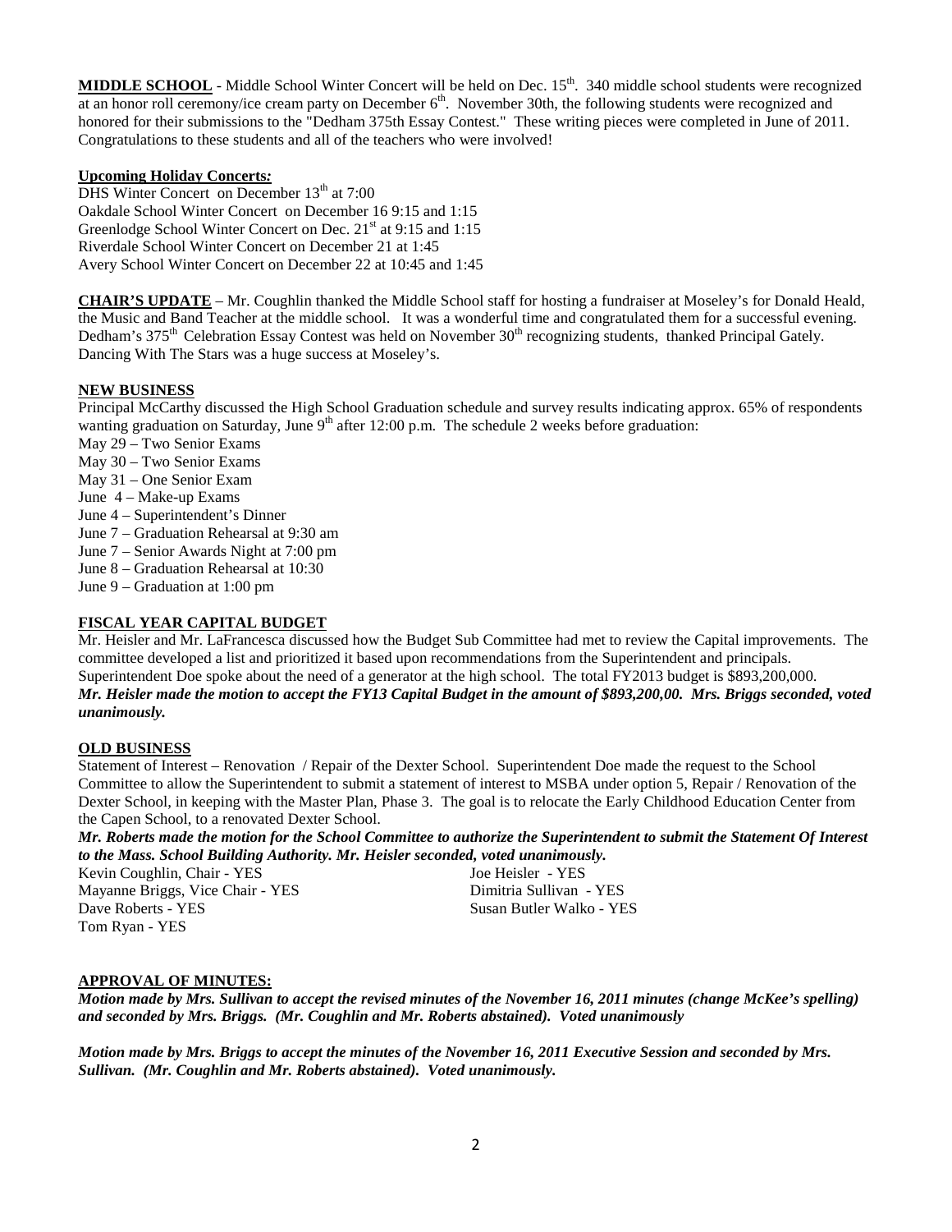**MIDDLE SCHOOL** - Middle School Winter Concert will be held on Dec. 15th. 340 middle school students were recognized at an honor roll ceremony/ice cream party on December 6th. November 30th, the following students were recognized and honored for their submissions to the "Dedham 375th Essay Contest." These writing pieces were completed in June of 2011. Congratulations to these students and all of the teachers who were involved!

**Upcoming Holiday Concerts***:*

DHS Winter Concert on December 13th at 7:00
Oakdale School Winter Concert on December 16 9:15 and 1:15
Greenlodge School Winter Concert on Dec. 21st at 9:15 and 1:15
Riverdale School Winter Concert on December 21 at 1:45
Avery School Winter Concert on December 22 at 10:45 and 1:45

**CHAIR'S UPDATE** – Mr. Coughlin thanked the Middle School staff for hosting a fundraiser at Moseley's for Donald Heald, the Music and Band Teacher at the middle school. It was a wonderful time and congratulated them for a successful evening. Dedham's 375th Celebration Essay Contest was held on November 30th recognizing students, thanked Principal Gately. Dancing With The Stars was a huge success at Moseley's.

**NEW BUSINESS**

Principal McCarthy discussed the High School Graduation schedule and survey results indicating approx. 65% of respondents wanting graduation on Saturday, June 9th after 12:00 p.m. The schedule 2 weeks before graduation:

May 29 – Two Senior Exams
May 30 – Two Senior Exams
May 31 – One Senior Exam
June 4 – Make-up Exams
June 4 – Superintendent's Dinner
June 7 – Graduation Rehearsal at 9:30 am
June 7 – Senior Awards Night at 7:00 pm
June 8 – Graduation Rehearsal at 10:30
June 9 – Graduation at 1:00 pm

**FISCAL YEAR CAPITAL BUDGET**

Mr. Heisler and Mr. LaFrancesca discussed how the Budget Sub Committee had met to review the Capital improvements. The committee developed a list and prioritized it based upon recommendations from the Superintendent and principals. Superintendent Doe spoke about the need of a generator at the high school. The total FY2013 budget is $893,200,000.
***Mr. Heisler made the motion to accept the FY13 Capital Budget in the amount of $893,200,00. Mrs. Briggs seconded, voted unanimously.***

**OLD BUSINESS**

Statement of Interest – Renovation / Repair of the Dexter School. Superintendent Doe made the request to the School Committee to allow the Superintendent to submit a statement of interest to MSBA under option 5, Repair / Renovation of the Dexter School, in keeping with the Master Plan, Phase 3. The goal is to relocate the Early Childhood Education Center from the Capen School, to a renovated Dexter School.

***Mr. Roberts made the motion for the School Committee to authorize the Superintendent to submit the Statement Of Interest to the Mass. School Building Authority. Mr. Heisler seconded, voted unanimously.***

Kevin Coughlin, Chair - YES
Mayanne Briggs, Vice Chair - YES
Dave Roberts - YES
Tom Ryan - YES
Joe Heisler - YES
Dimitria Sullivan - YES
Susan Butler Walko - YES

**APPROVAL OF MINUTES:**

***Motion made by Mrs. Sullivan to accept the revised minutes of the November 16, 2011 minutes (change McKee's spelling) and seconded by Mrs. Briggs. (Mr. Coughlin and Mr. Roberts abstained). Voted unanimously***

***Motion made by Mrs. Briggs to accept the minutes of the November 16, 2011 Executive Session and seconded by Mrs. Sullivan. (Mr. Coughlin and Mr. Roberts abstained). Voted unanimously.***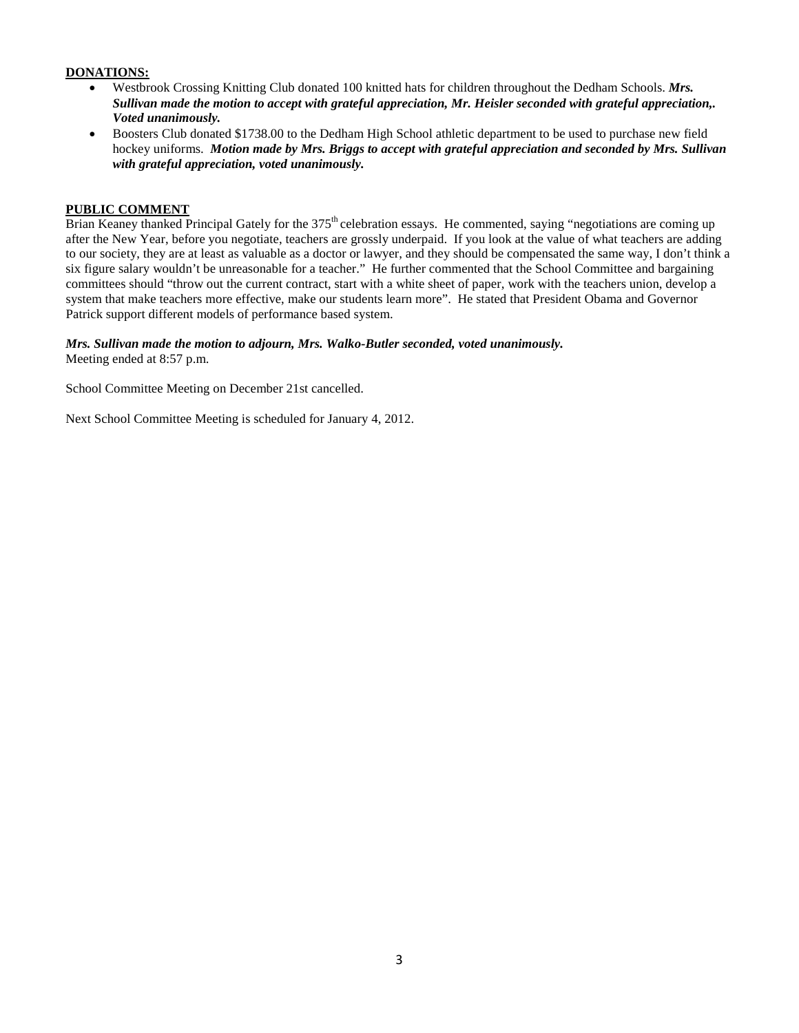**DONATIONS:**

- Westbrook Crossing Knitting Club donated 100 knitted hats for children throughout the Dedham Schools. ***Mrs. Sullivan made the motion to accept with grateful appreciation, Mr. Heisler seconded with grateful appreciation,. Voted unanimously.***
- Boosters Club donated $1738.00 to the Dedham High School athletic department to be used to purchase new field hockey uniforms. ***Motion made by Mrs. Briggs to accept with grateful appreciation and seconded by Mrs. Sullivan with grateful appreciation, voted unanimously.***

**PUBLIC COMMENT**

Brian Keaney thanked Principal Gately for the 375th celebration essays. He commented, saying "negotiations are coming up after the New Year, before you negotiate, teachers are grossly underpaid. If you look at the value of what teachers are adding to our society, they are at least as valuable as a doctor or lawyer, and they should be compensated the same way, I don't think a six figure salary wouldn't be unreasonable for a teacher." He further commented that the School Committee and bargaining committees should "throw out the current contract, start with a white sheet of paper, work with the teachers union, develop a system that make teachers more effective, make our students learn more". He stated that President Obama and Governor Patrick support different models of performance based system.

***Mrs. Sullivan made the motion to adjourn, Mrs. Walko-Butler seconded, voted unanimously.***
Meeting ended at 8:57 p.m.

School Committee Meeting on December 21st cancelled.

Next School Committee Meeting is scheduled for January 4, 2012.